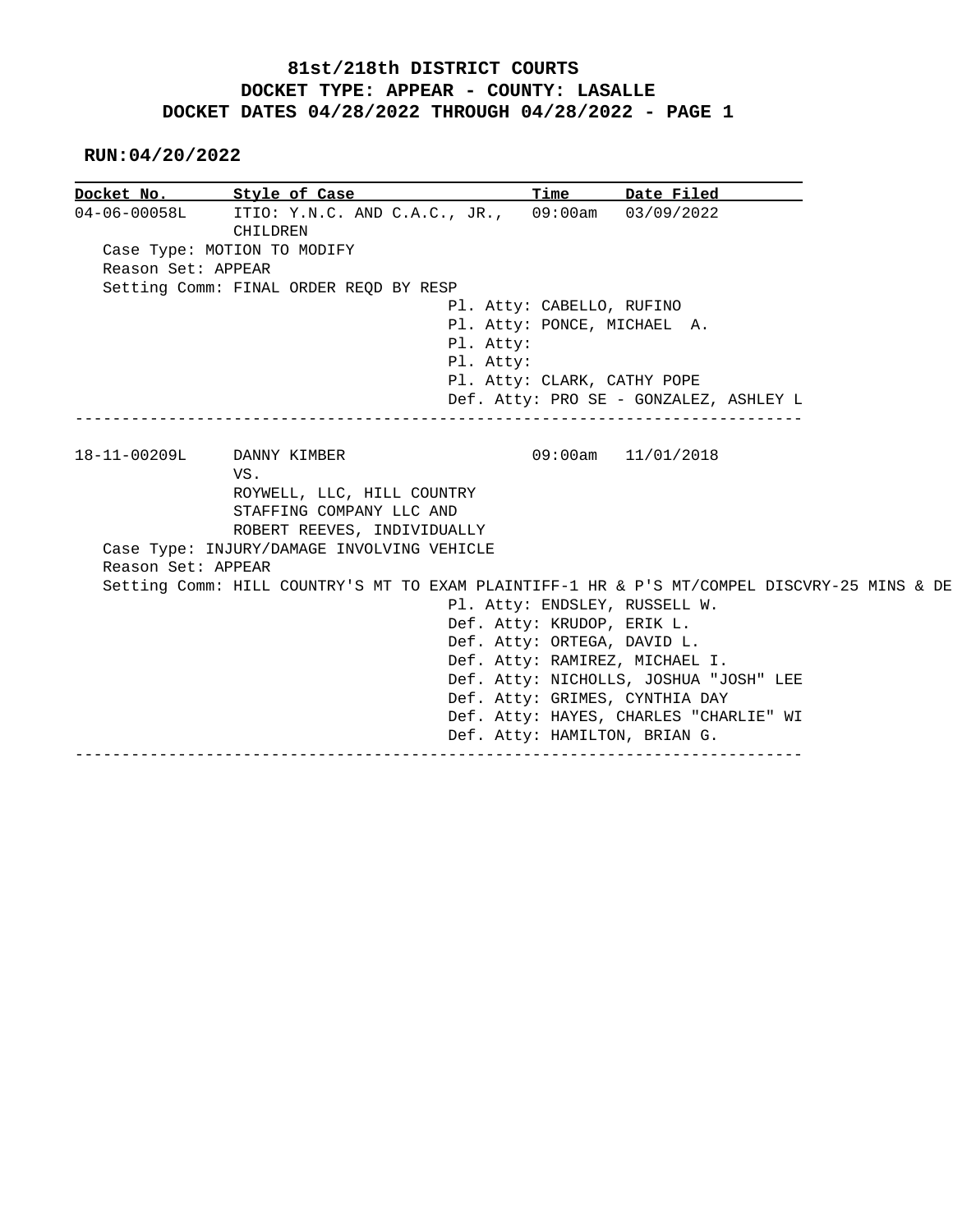# 81st/218th DISTRICT COURTS
## DOCKET TYPE: APPEAR - COUNTY: LASALLE
## DOCKET DATES 04/28/2022 THROUGH 04/28/2022 - PAGE 1

**RUN:04/20/2022**

| Docket No. | Style of Case | Time | Date Filed |
|---|---|---|---|
| 04-06-00058L | ITIO: Y.N.C. AND C.A.C., JR., CHILDREN | 09:00am | 03/09/2022 |

Case Type: MOTION TO MODIFY
Reason Set: APPEAR
Setting Comm: FINAL ORDER REQD BY RESP

Pl. Atty: CABELLO, RUFINO
Pl. Atty: PONCE, MICHAEL A.
Pl. Atty:
Pl. Atty:
Pl. Atty: CLARK, CATHY POPE
Def. Atty: PRO SE - GONZALEZ, ASHLEY L

---

| Docket No. | Style of Case | Time | Date Filed |
|---|---|---|---|
| 18-11-00209L | DANNY KIMBER VS. ROYWELL, LLC, HILL COUNTRY STAFFING COMPANY LLC AND ROBERT REEVES, INDIVIDUALLY | 09:00am | 11/01/2018 |

Case Type: INJURY/DAMAGE INVOLVING VEHICLE
Reason Set: APPEAR
Setting Comm: HILL COUNTRY'S MT TO EXAM PLAINTIFF-1 HR & P'S MT/COMPEL DISCVRY-25 MINS & DE

Pl. Atty: ENDSLEY, RUSSELL W.
Def. Atty: KRUDOP, ERIK L.
Def. Atty: ORTEGA, DAVID L.
Def. Atty: RAMIREZ, MICHAEL I.
Def. Atty: NICHOLLS, JOSHUA "JOSH" LEE
Def. Atty: GRIMES, CYNTHIA DAY
Def. Atty: HAYES, CHARLES "CHARLIE" WI
Def. Atty: HAMILTON, BRIAN G.

---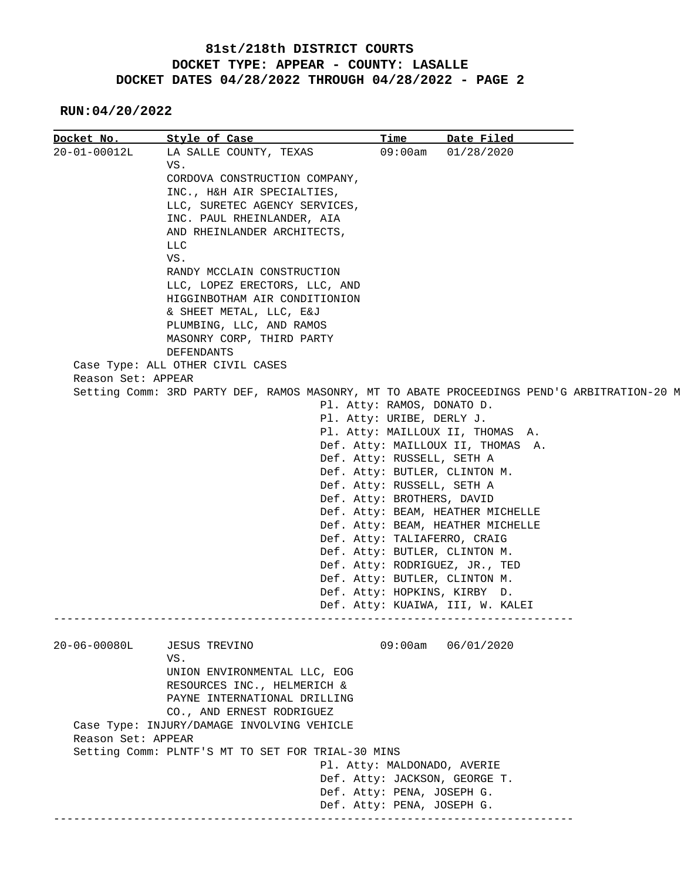**81st/218th DISTRICT COURTS**
**DOCKET TYPE: APPEAR - COUNTY: LASALLE**
**DOCKET DATES 04/28/2022 THROUGH 04/28/2022 - PAGE 2**

**RUN:04/20/2022**

| Docket No. | Style of Case | Time | Date Filed |
|---|---|---|---|
| 20-01-00012L | LA SALLE COUNTY, TEXAS VS. CORDOVA CONSTRUCTION COMPANY, INC., H&H AIR SPECIALTIES, LLC, SURETEC AGENCY SERVICES, INC. PAUL RHEINLANDER, AIA AND RHEINLANDER ARCHITECTS, LLC VS. RANDY MCCLAIN CONSTRUCTION LLC, LOPEZ ERECTORS, LLC, AND HIGGINBOTHAM AIR CONDITIONION & SHEET METAL, LLC, E&J PLUMBING, LLC, AND RAMOS MASONRY CORP, THIRD PARTY DEFENDANTS | 09:00am | 01/28/2020 |

Case Type: ALL OTHER CIVIL CASES
Reason Set: APPEAR
Setting Comm: 3RD PARTY DEF, RAMOS MASONRY, MT TO ABATE PROCEEDINGS PEND'G ARBITRATION-20 M

Pl. Atty: RAMOS, DONATO D.
Pl. Atty: URIBE, DERLY J.
Pl. Atty: MAILLOUX II, THOMAS A.
Def. Atty: MAILLOUX II, THOMAS A.
Def. Atty: RUSSELL, SETH A
Def. Atty: BUTLER, CLINTON M.
Def. Atty: RUSSELL, SETH A
Def. Atty: BROTHERS, DAVID
Def. Atty: BEAM, HEATHER MICHELLE
Def. Atty: BEAM, HEATHER MICHELLE
Def. Atty: TALIAFERRO, CRAIG
Def. Atty: BUTLER, CLINTON M.
Def. Atty: RODRIGUEZ, JR., TED
Def. Atty: BUTLER, CLINTON M.
Def. Atty: HOPKINS, KIRBY D.
Def. Atty: KUAIWA, III, W. KALEI

---

| Docket No. | Style of Case | Time | Date Filed |
|---|---|---|---|
| 20-06-00080L | JESUS TREVINO VS. UNION ENVIRONMENTAL LLC, EOG RESOURCES INC., HELMERICH & PAYNE INTERNATIONAL DRILLING CO., AND ERNEST RODRIGUEZ | 09:00am | 06/01/2020 |

Case Type: INJURY/DAMAGE INVOLVING VEHICLE
Reason Set: APPEAR
Setting Comm: PLNTF'S MT TO SET FOR TRIAL-30 MINS

Pl. Atty: MALDONADO, AVERIE
Def. Atty: JACKSON, GEORGE T.
Def. Atty: PENA, JOSEPH G.
Def. Atty: PENA, JOSEPH G.

---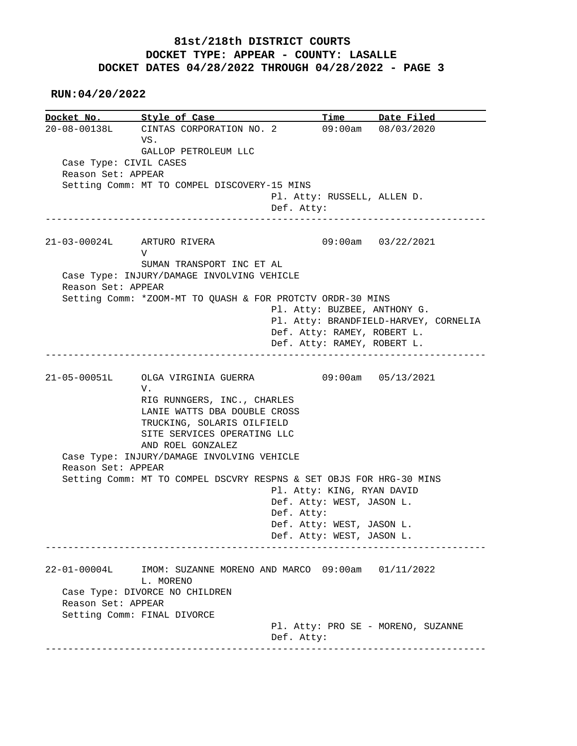# 81st/218th DISTRICT COURTS
## DOCKET TYPE: APPEAR - COUNTY: LASALLE
## DOCKET DATES 04/28/2022 THROUGH 04/28/2022 - PAGE 3

**RUN:04/20/2022**

| Docket No. | Style of Case | Time | Date Filed |
|---|---|---|---|

---

**20-08-00138L** — CINTAS CORPORATION NO. 2 VS. GALLOP PETROLEUM LLC — 09:00am — 08/03/2020

Case Type: CIVIL CASES
Reason Set: APPEAR
Setting Comm: MT TO COMPEL DISCOVERY-15 MINS

Pl. Atty: RUSSELL, ALLEN D.
Def. Atty:

---

**21-03-00024L** — ARTURO RIVERA V SUMAN TRANSPORT INC ET AL — 09:00am — 03/22/2021

Case Type: INJURY/DAMAGE INVOLVING VEHICLE
Reason Set: APPEAR
Setting Comm: *ZOOM-MT TO QUASH & FOR PROTCTV ORDR-30 MINS

Pl. Atty: BUZBEE, ANTHONY G.
Pl. Atty: BRANDFIELD-HARVEY, CORNELIA
Def. Atty: RAMEY, ROBERT L.
Def. Atty: RAMEY, ROBERT L.

---

**21-05-00051L** — OLGA VIRGINIA GUERRA V. RIG RUNNGERS, INC., CHARLES LANIE WATTS DBA DOUBLE CROSS TRUCKING, SOLARIS OILFIELD SITE SERVICES OPERATING LLC AND ROEL GONZALEZ — 09:00am — 05/13/2021

Case Type: INJURY/DAMAGE INVOLVING VEHICLE
Reason Set: APPEAR
Setting Comm: MT TO COMPEL DSCVRY RESPNS & SET OBJS FOR HRG-30 MINS

Pl. Atty: KING, RYAN DAVID
Def. Atty: WEST, JASON L.
Def. Atty:
Def. Atty: WEST, JASON L.
Def. Atty: WEST, JASON L.

---

**22-01-00004L** — IMOM: SUZANNE MORENO AND MARCO L. MORENO — 09:00am — 01/11/2022

Case Type: DIVORCE NO CHILDREN
Reason Set: APPEAR
Setting Comm: FINAL DIVORCE

Pl. Atty: PRO SE - MORENO, SUZANNE
Def. Atty:

---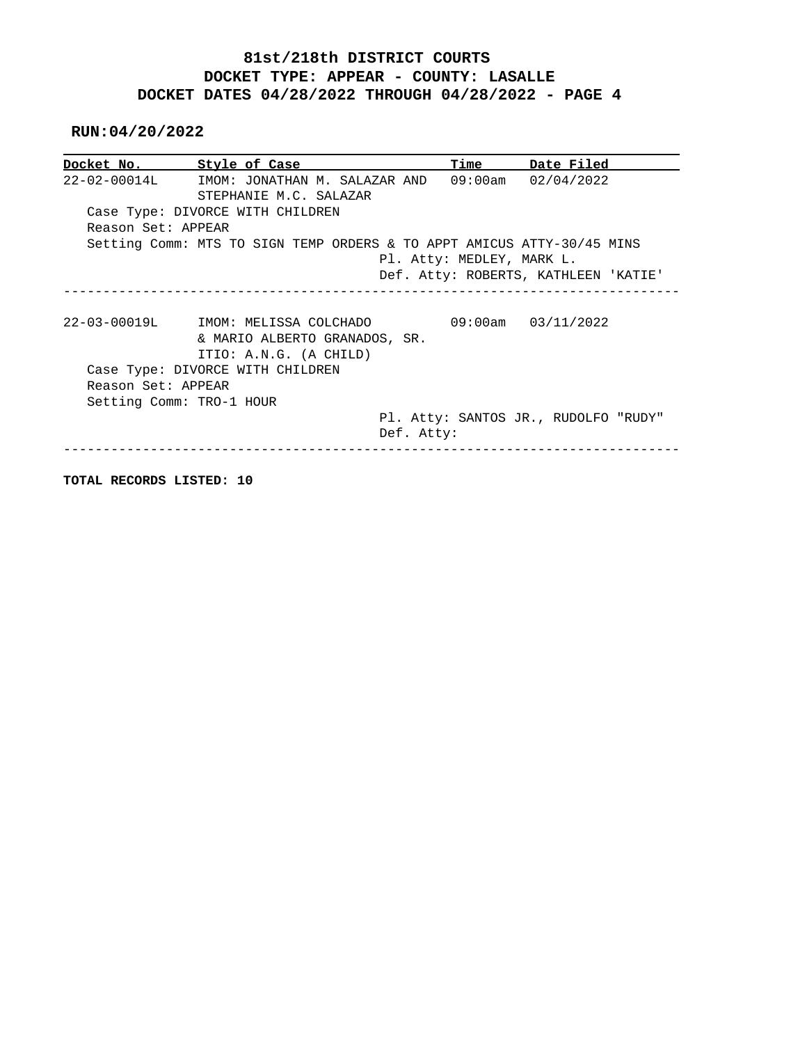# 81st/218th DISTRICT COURTS
## DOCKET TYPE: APPEAR - COUNTY: LASALLE
## DOCKET DATES 04/28/2022 THROUGH 04/28/2022 - PAGE 4

**RUN:04/20/2022**

| Docket No. | Style of Case | Time | Date Filed |
|---|---|---|---|
| 22-02-00014L | IMOM: JONATHAN M. SALAZAR AND STEPHANIE M.C. SALAZAR | 09:00am | 02/04/2022 |

Case Type: DIVORCE WITH CHILDREN
Reason Set: APPEAR
Setting Comm: MTS TO SIGN TEMP ORDERS & TO APPT AMICUS ATTY-30/45 MINS
Pl. Atty: MEDLEY, MARK L.
Def. Atty: ROBERTS, KATHLEEN 'KATIE'

---

| Docket No. | Style of Case | Time | Date Filed |
|---|---|---|---|
| 22-03-00019L | IMOM: MELISSA COLCHADO & MARIO ALBERTO GRANADOS, SR. ITIO: A.N.G. (A CHILD) | 09:00am | 03/11/2022 |

Case Type: DIVORCE WITH CHILDREN
Reason Set: APPEAR
Setting Comm: TRO-1 HOUR
Pl. Atty: SANTOS JR., RUDOLFO "RUDY"
Def. Atty:

---

**TOTAL RECORDS LISTED: 10**